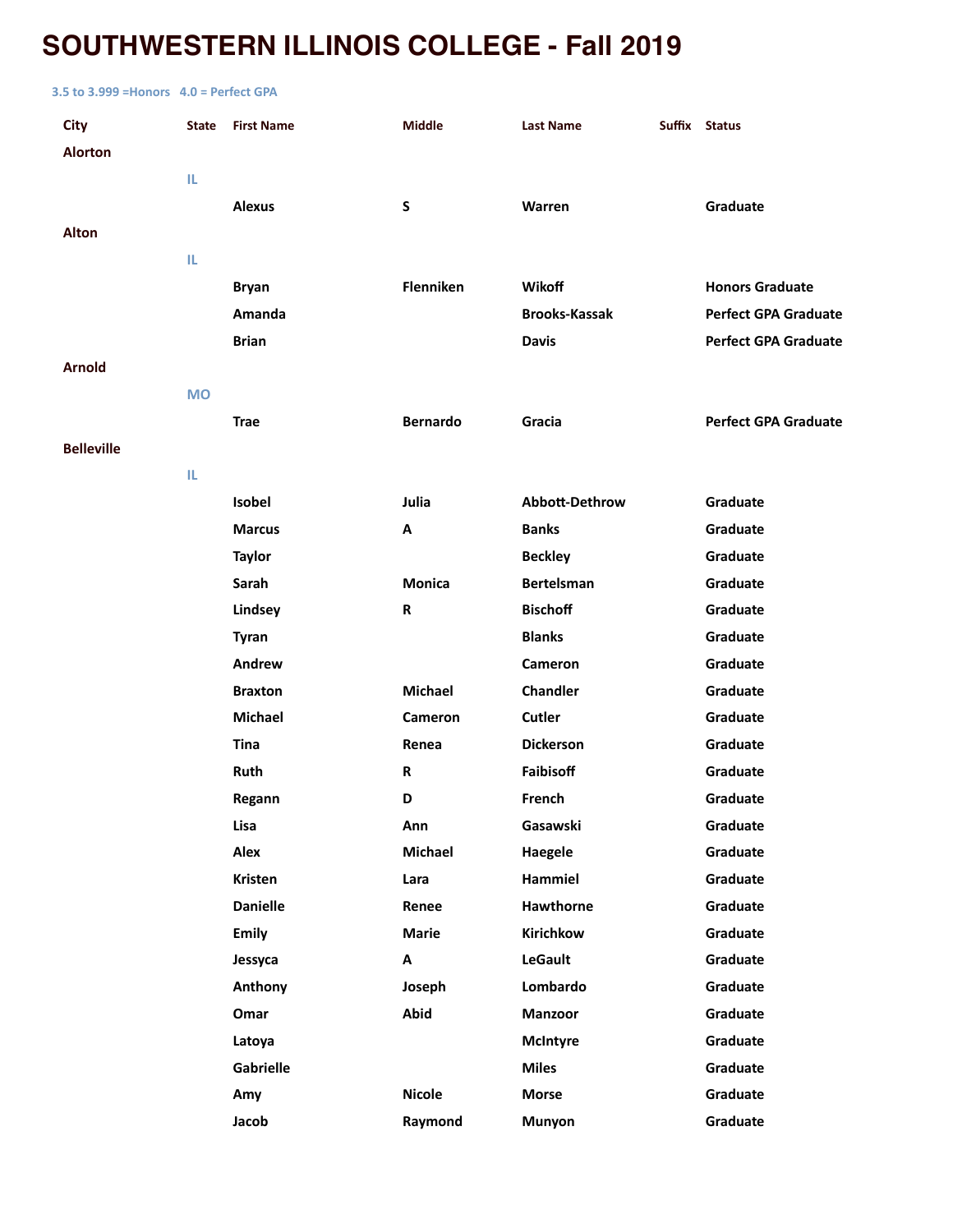# SOUTHWESTERN ILLINOIS COLLEGE - Fall 2019

3.5 to 3.999 =Honors   4.0 = Perfect GPA

| City | State | First Name | Middle | Last Name | Suffix | Status |
|---|---|---|---|---|---|---|
| Alorton | | | | | | |
| | IL | | | | | |
| | | Alexus | S | Warren | | Graduate |
| Alton | | | | | | |
| | IL | | | | | |
| | | Bryan | Flenniken | Wikoff | | Honors Graduate |
| | | Amanda | | Brooks-Kassak | | Perfect GPA Graduate |
| | | Brian | | Davis | | Perfect GPA Graduate |
| Arnold | | | | | | |
| | MO | | | | | |
| | | Trae | Bernardo | Gracia | | Perfect GPA Graduate |
| Belleville | | | | | | |
| | IL | | | | | |
| | | Isobel | Julia | Abbott-Dethrow | | Graduate |
| | | Marcus | A | Banks | | Graduate |
| | | Taylor | | Beckley | | Graduate |
| | | Sarah | Monica | Bertelsman | | Graduate |
| | | Lindsey | R | Bischoff | | Graduate |
| | | Tyran | | Blanks | | Graduate |
| | | Andrew | | Cameron | | Graduate |
| | | Braxton | Michael | Chandler | | Graduate |
| | | Michael | Cameron | Cutler | | Graduate |
| | | Tina | Renea | Dickerson | | Graduate |
| | | Ruth | R | Faibisoff | | Graduate |
| | | Regann | D | French | | Graduate |
| | | Lisa | Ann | Gasawski | | Graduate |
| | | Alex | Michael | Haegele | | Graduate |
| | | Kristen | Lara | Hammiel | | Graduate |
| | | Danielle | Renee | Hawthorne | | Graduate |
| | | Emily | Marie | Kirichkow | | Graduate |
| | | Jessyca | A | LeGault | | Graduate |
| | | Anthony | Joseph | Lombardo | | Graduate |
| | | Omar | Abid | Manzoor | | Graduate |
| | | Latoya | | McIntyre | | Graduate |
| | | Gabrielle | | Miles | | Graduate |
| | | Amy | Nicole | Morse | | Graduate |
| | | Jacob | Raymond | Munyon | | Graduate |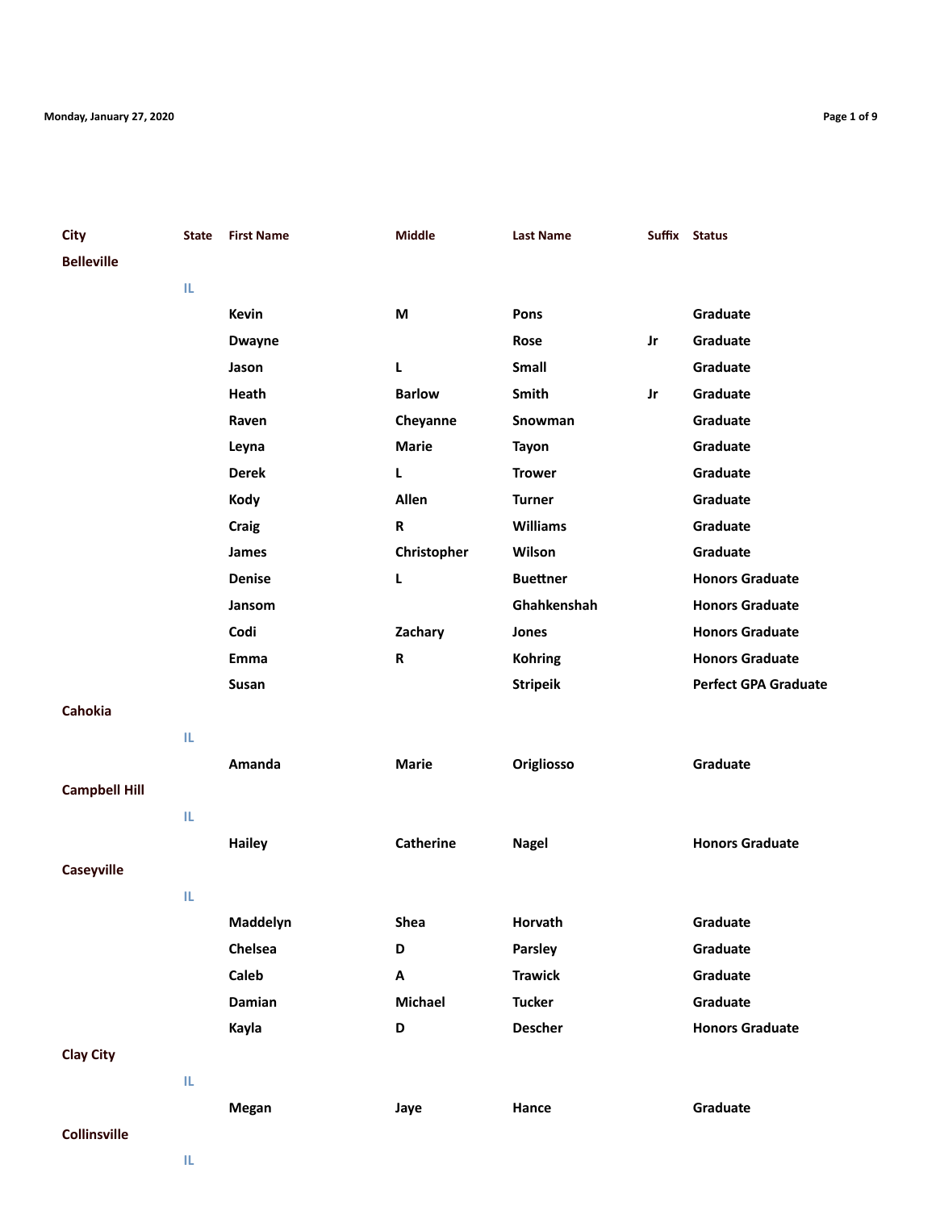| City | State | First Name | Middle | Last Name | Suffix | Status |
|---|---|---|---|---|---|---|
| Belleville | | | | | | |
| | IL | | | | | |
| | | Kevin | M | Pons | | Graduate |
| | | Dwayne | | Rose | Jr | Graduate |
| | | Jason | L | Small | | Graduate |
| | | Heath | Barlow | Smith | Jr | Graduate |
| | | Raven | Cheyanne | Snowman | | Graduate |
| | | Leyna | Marie | Tayon | | Graduate |
| | | Derek | L | Trower | | Graduate |
| | | Kody | Allen | Turner | | Graduate |
| | | Craig | R | Williams | | Graduate |
| | | James | Christopher | Wilson | | Graduate |
| | | Denise | L | Buettner | | Honors Graduate |
| | | Jansom | | Ghahkenshah | | Honors Graduate |
| | | Codi | Zachary | Jones | | Honors Graduate |
| | | Emma | R | Kohring | | Honors Graduate |
| | | Susan | | Stripeik | | Perfect GPA Graduate |
| Cahokia | | | | | | |
| | IL | | | | | |
| | | Amanda | Marie | Origliosso | | Graduate |
| Campbell Hill | | | | | | |
| | IL | | | | | |
| | | Hailey | Catherine | Nagel | | Honors Graduate |
| Caseyville | | | | | | |
| | IL | | | | | |
| | | Maddelyn | Shea | Horvath | | Graduate |
| | | Chelsea | D | Parsley | | Graduate |
| | | Caleb | A | Trawick | | Graduate |
| | | Damian | Michael | Tucker | | Graduate |
| | | Kayla | D | Descher | | Honors Graduate |
| Clay City | | | | | | |
| | IL | | | | | |
| | | Megan | Jaye | Hance | | Graduate |
| Collinsville | | | | | | |
| | IL | | | | | |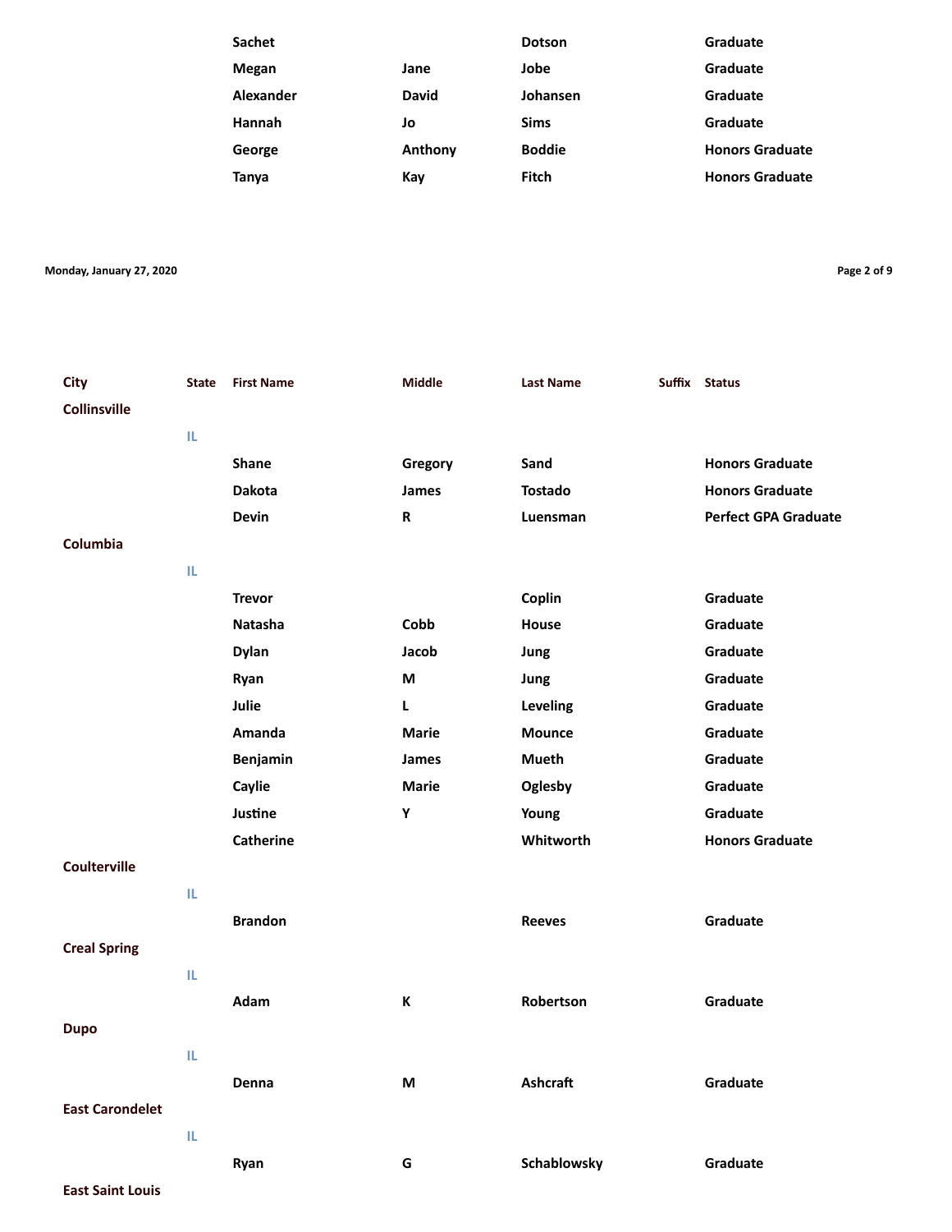| City | State | First Name | Middle | Last Name | Suffix | Status |
|---|---|---|---|---|---|---|
| | | Sachet | | Dotson | | Graduate |
| | | Megan | Jane | Jobe | | Graduate |
| | | Alexander | David | Johansen | | Graduate |
| | | Hannah | Jo | Sims | | Graduate |
| | | George | Anthony | Boddie | | Honors Graduate |
| | | Tanya | Kay | Fitch | | Honors Graduate |
| Collinsville | | | | | | |
| | IL | | | | | |
| | | Shane | Gregory | Sand | | Honors Graduate |
| | | Dakota | James | Tostado | | Honors Graduate |
| | | Devin | R | Luensman | | Perfect GPA Graduate |
| Columbia | | | | | | |
| | IL | | | | | |
| | | Trevor | | Coplin | | Graduate |
| | | Natasha | Cobb | House | | Graduate |
| | | Dylan | Jacob | Jung | | Graduate |
| | | Ryan | M | Jung | | Graduate |
| | | Julie | L | Leveling | | Graduate |
| | | Amanda | Marie | Mounce | | Graduate |
| | | Benjamin | James | Mueth | | Graduate |
| | | Caylie | Marie | Oglesby | | Graduate |
| | | Justine | Y | Young | | Graduate |
| | | Catherine | | Whitworth | | Honors Graduate |
| Coulterville | | | | | | |
| | IL | | | | | |
| | | Brandon | | Reeves | | Graduate |
| Creal Spring | | | | | | |
| | IL | | | | | |
| | | Adam | K | Robertson | | Graduate |
| Dupo | | | | | | |
| | IL | | | | | |
| | | Denna | M | Ashcraft | | Graduate |
| East Carondelet | | | | | | |
| | IL | | | | | |
| | | Ryan | G | Schablowsky | | Graduate |
| East Saint Louis | | | | | | |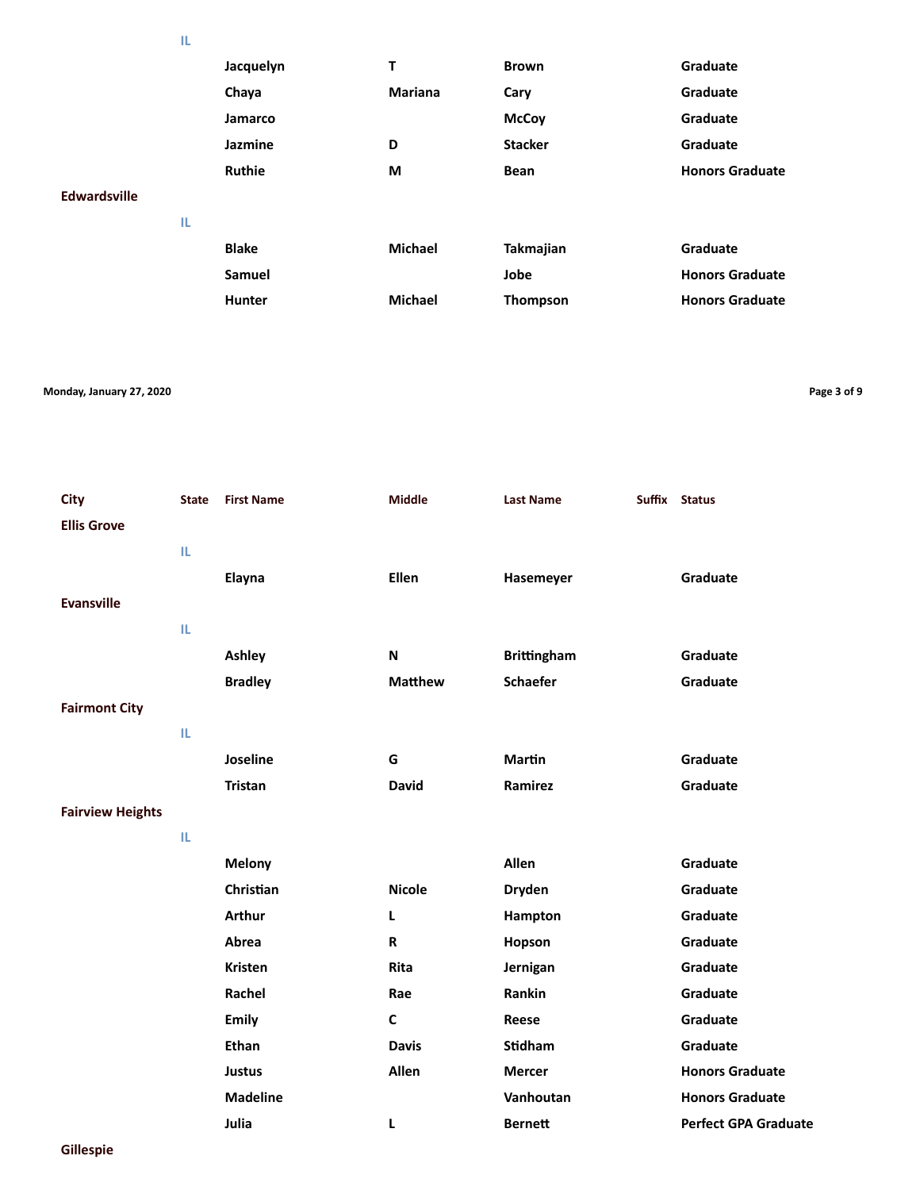| City | State | First Name | Middle | Last Name | Suffix | Status |
|---|---|---|---|---|---|---|
| | IL | | | | | |
| | | Jacquelyn | T | Brown | | Graduate |
| | | Chaya | Mariana | Cary | | Graduate |
| | | Jamarco | | McCoy | | Graduate |
| | | Jazmine | D | Stacker | | Graduate |
| | | Ruthie | M | Bean | | Honors Graduate |
| Edwardsville | | | | | | |
| | IL | | | | | |
| | | Blake | Michael | Takmajian | | Graduate |
| | | Samuel | | Jobe | | Honors Graduate |
| | | Hunter | Michael | Thompson | | Honors Graduate |

| City | State | First Name | Middle | Last Name | Suffix | Status |
|---|---|---|---|---|---|---|
| Ellis Grove | | | | | | |
| | IL | | | | | |
| | | Elayna | Ellen | Hasemeyer | | Graduate |
| Evansville | | | | | | |
| | IL | | | | | |
| | | Ashley | N | Brittingham | | Graduate |
| | | Bradley | Matthew | Schaefer | | Graduate |
| Fairmont City | | | | | | |
| | IL | | | | | |
| | | Joseline | G | Martin | | Graduate |
| | | Tristan | David | Ramirez | | Graduate |
| Fairview Heights | | | | | | |
| | IL | | | | | |
| | | Melony | | Allen | | Graduate |
| | | Christian | Nicole | Dryden | | Graduate |
| | | Arthur | L | Hampton | | Graduate |
| | | Abrea | R | Hopson | | Graduate |
| | | Kristen | Rita | Jernigan | | Graduate |
| | | Rachel | Rae | Rankin | | Graduate |
| | | Emily | C | Reese | | Graduate |
| | | Ethan | Davis | Stidham | | Graduate |
| | | Justus | Allen | Mercer | | Honors Graduate |
| | | Madeline | | Vanhoutan | | Honors Graduate |
| | | Julia | L | Bernett | | Perfect GPA Graduate |
| Gillespie | | | | | | |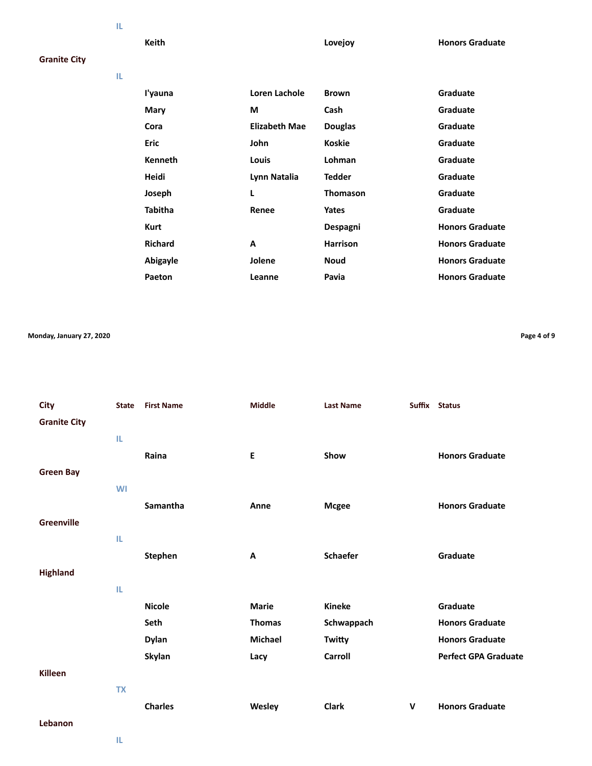| City | State | First Name | Middle | Last Name | Suffix | Status |
|---|---|---|---|---|---|---|
| | IL | | | | | |
| | | Keith | | Lovejoy | | Honors Graduate |
| Granite City | | | | | | |
| | IL | | | | | |
| | | I'yauna | Loren Lachole | Brown | | Graduate |
| | | Mary | M | Cash | | Graduate |
| | | Cora | Elizabeth Mae | Douglas | | Graduate |
| | | Eric | John | Koskie | | Graduate |
| | | Kenneth | Louis | Lohman | | Graduate |
| | | Heidi | Lynn Natalia | Tedder | | Graduate |
| | | Joseph | L | Thomason | | Graduate |
| | | Tabitha | Renee | Yates | | Graduate |
| | | Kurt | | Despagni | | Honors Graduate |
| | | Richard | A | Harrison | | Honors Graduate |
| | | Abigayle | Jolene | Noud | | Honors Graduate |
| | | Paeton | Leanne | Pavia | | Honors Graduate |
| Granite City | | | | | | |
| | IL | | | | | |
| | | Raina | E | Show | | Honors Graduate |
| Green Bay | | | | | | |
| | WI | | | | | |
| | | Samantha | Anne | Mcgee | | Honors Graduate |
| Greenville | | | | | | |
| | IL | | | | | |
| | | Stephen | A | Schaefer | | Graduate |
| Highland | | | | | | |
| | IL | | | | | |
| | | Nicole | Marie | Kineke | | Graduate |
| | | Seth | Thomas | Schwappach | | Honors Graduate |
| | | Dylan | Michael | Twitty | | Honors Graduate |
| | | Skylan | Lacy | Carroll | | Perfect GPA Graduate |
| Killeen | | | | | | |
| | TX | | | | | |
| | | Charles | Wesley | Clark | V | Honors Graduate |
| Lebanon | | | | | | |
| | IL | | | | | |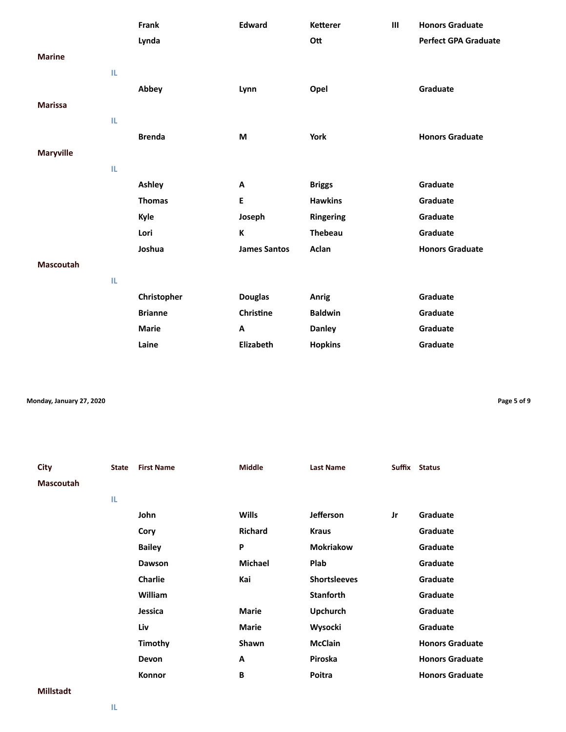| City | State | First Name | Middle | Last Name | Suffix | Status |
|---|---|---|---|---|---|---|
| | | Frank | Edward | Ketterer | III | Honors Graduate |
| | | Lynda | | Ott | | Perfect GPA Graduate |
| Marine | | | | | | |
| | IL | | | | | |
| | | Abbey | Lynn | Opel | | Graduate |
| Marissa | | | | | | |
| | IL | | | | | |
| | | Brenda | M | York | | Honors Graduate |
| Maryville | | | | | | |
| | IL | | | | | |
| | | Ashley | A | Briggs | | Graduate |
| | | Thomas | E | Hawkins | | Graduate |
| | | Kyle | Joseph | Ringering | | Graduate |
| | | Lori | K | Thebeau | | Graduate |
| | | Joshua | James Santos | Aclan | | Honors Graduate |
| Mascoutah | | | | | | |
| | IL | | | | | |
| | | Christopher | Douglas | Anrig | | Graduate |
| | | Brianne | Christine | Baldwin | | Graduate |
| | | Marie | A | Danley | | Graduate |
| | | Laine | Elizabeth | Hopkins | | Graduate |
| Mascoutah | | | | | | |
| | IL | | | | | |
| | | John | Wills | Jefferson | Jr | Graduate |
| | | Cory | Richard | Kraus | | Graduate |
| | | Bailey | P | Mokriakow | | Graduate |
| | | Dawson | Michael | Plab | | Graduate |
| | | Charlie | Kai | Shortsleeves | | Graduate |
| | | William | | Stanforth | | Graduate |
| | | Jessica | Marie | Upchurch | | Graduate |
| | | Liv | Marie | Wysocki | | Graduate |
| | | Timothy | Shawn | McClain | | Honors Graduate |
| | | Devon | A | Piroska | | Honors Graduate |
| | | Konnor | B | Poitra | | Honors Graduate |
| Millstadt | | | | | | |
| | IL | | | | | |

Monday, January 27, 2020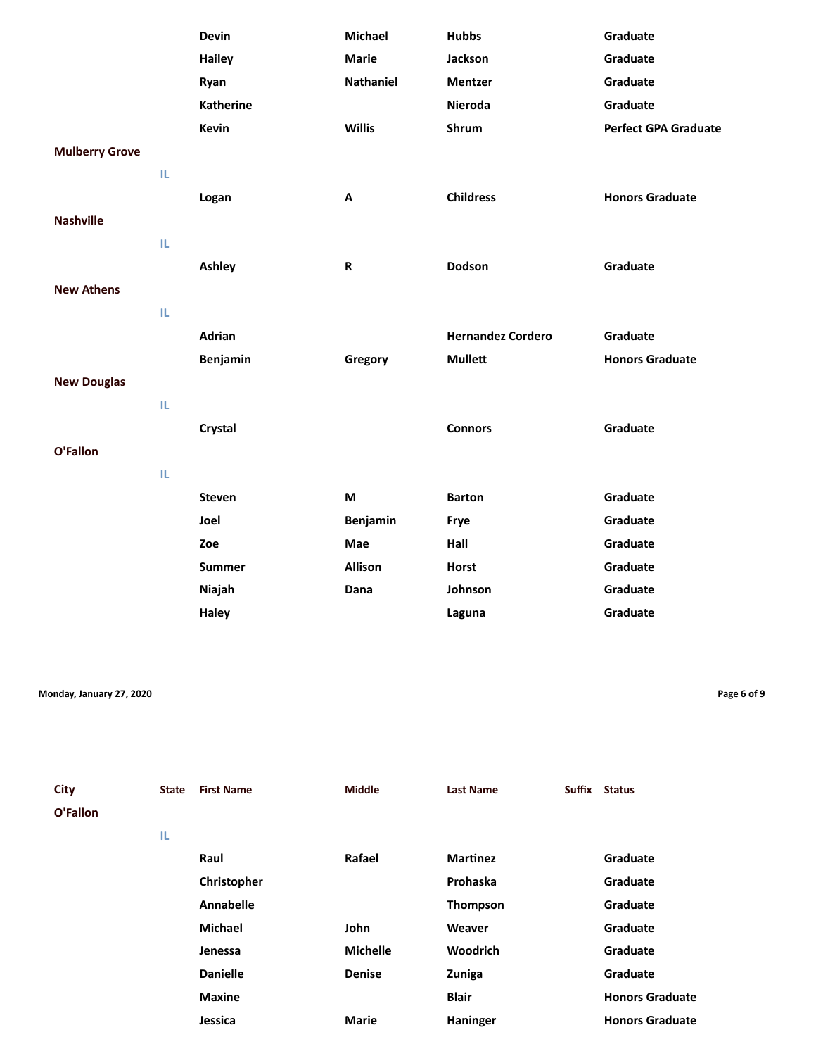| City | State | First Name | Middle | Last Name | Suffix | Status |
|---|---|---|---|---|---|---|
| | | Devin | Michael | Hubbs | | Graduate |
| | | Hailey | Marie | Jackson | | Graduate |
| | | Ryan | Nathaniel | Mentzer | | Graduate |
| | | Katherine | | Nieroda | | Graduate |
| | | Kevin | Willis | Shrum | | Perfect GPA Graduate |
| Mulberry Grove | | | | | | |
| | IL | | | | | |
| | | Logan | A | Childress | | Honors Graduate |
| Nashville | | | | | | |
| | IL | | | | | |
| | | Ashley | R | Dodson | | Graduate |
| New Athens | | | | | | |
| | IL | | | | | |
| | | Adrian | | Hernandez Cordero | | Graduate |
| | | Benjamin | Gregory | Mullett | | Honors Graduate |
| New Douglas | | | | | | |
| | IL | | | | | |
| | | Crystal | | Connors | | Graduate |
| O'Fallon | | | | | | |
| | IL | | | | | |
| | | Steven | M | Barton | | Graduate |
| | | Joel | Benjamin | Frye | | Graduate |
| | | Zoe | Mae | Hall | | Graduate |
| | | Summer | Allison | Horst | | Graduate |
| | | Niajah | Dana | Johnson | | Graduate |
| | | Haley | | Laguna | | Graduate |

Monday, January 27, 2020

| City | State | First Name | Middle | Last Name | Suffix | Status |
|---|---|---|---|---|---|---|
| O'Fallon | | | | | | |
| | IL | | | | | |
| | | Raul | Rafael | Martinez | | Graduate |
| | | Christopher | | Prohaska | | Graduate |
| | | Annabelle | | Thompson | | Graduate |
| | | Michael | John | Weaver | | Graduate |
| | | Jenessa | Michelle | Woodrich | | Graduate |
| | | Danielle | Denise | Zuniga | | Graduate |
| | | Maxine | | Blair | | Honors Graduate |
| | | Jessica | Marie | Haninger | | Honors Graduate |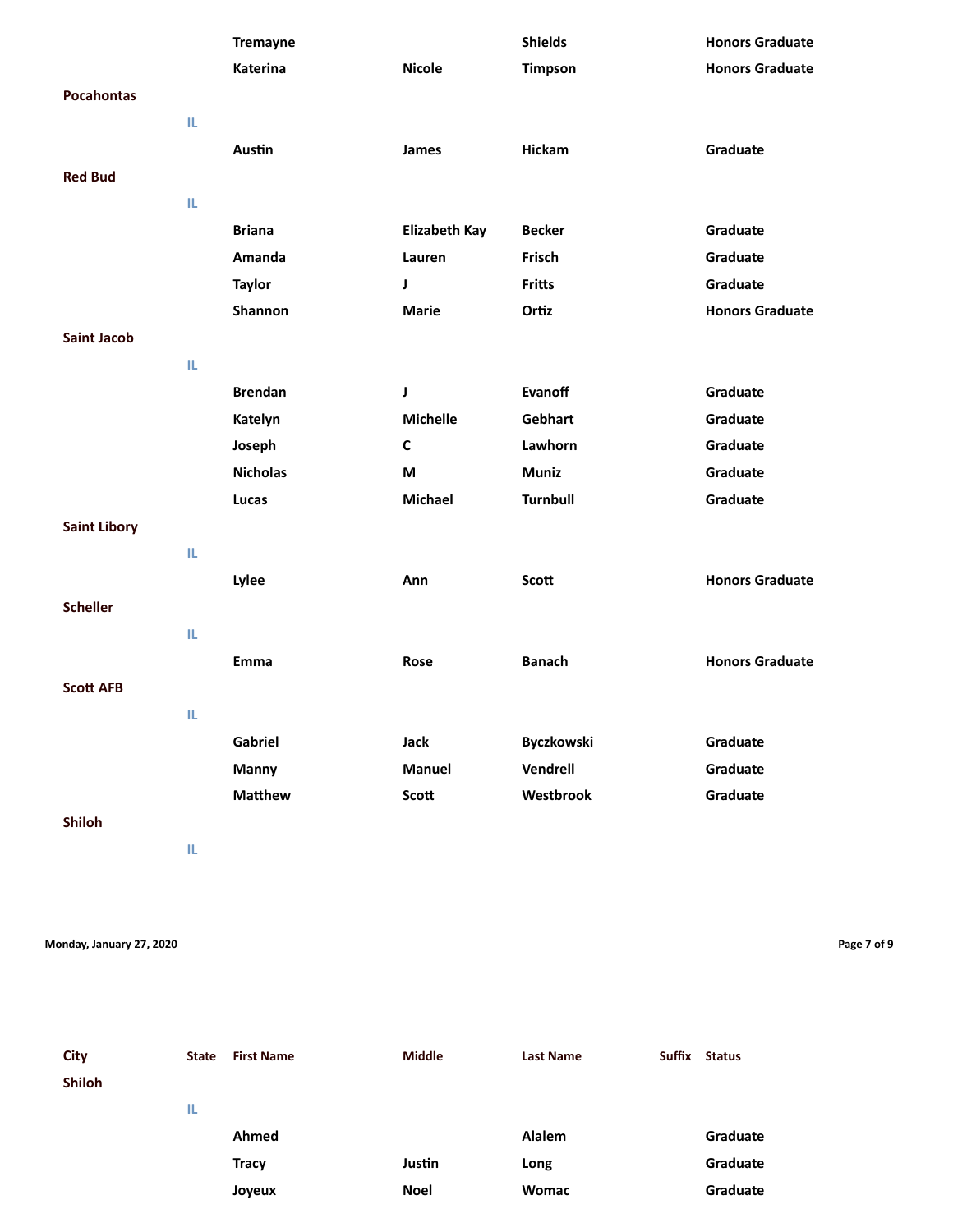| City | State | First Name | Middle | Last Name | Suffix | Status |
|---|---|---|---|---|---|---|
| | | Tremayne | | Shields | | Honors Graduate |
| | | Katerina | Nicole | Timpson | | Honors Graduate |
| Pocahontas | | | | | | |
| | IL | | | | | |
| | | Austin | James | Hickam | | Graduate |
| Red Bud | | | | | | |
| | IL | | | | | |
| | | Briana | Elizabeth Kay | Becker | | Graduate |
| | | Amanda | Lauren | Frisch | | Graduate |
| | | Taylor | J | Fritts | | Graduate |
| | | Shannon | Marie | Ortiz | | Honors Graduate |
| Saint Jacob | | | | | | |
| | IL | | | | | |
| | | Brendan | J | Evanoff | | Graduate |
| | | Katelyn | Michelle | Gebhart | | Graduate |
| | | Joseph | C | Lawhorn | | Graduate |
| | | Nicholas | M | Muniz | | Graduate |
| | | Lucas | Michael | Turnbull | | Graduate |
| Saint Libory | | | | | | |
| | IL | | | | | |
| | | Lylee | Ann | Scott | | Honors Graduate |
| Scheller | | | | | | |
| | IL | | | | | |
| | | Emma | Rose | Banach | | Honors Graduate |
| Scott AFB | | | | | | |
| | IL | | | | | |
| | | Gabriel | Jack | Byczkowski | | Graduate |
| | | Manny | Manuel | Vendrell | | Graduate |
| | | Matthew | Scott | Westbrook | | Graduate |
| Shiloh | | | | | | |
| | IL | | | | | |
| | | Ahmed | | Alalem | | Graduate |
| | | Tracy | Justin | Long | | Graduate |
| | | Joyeux | Noel | Womac | | Graduate |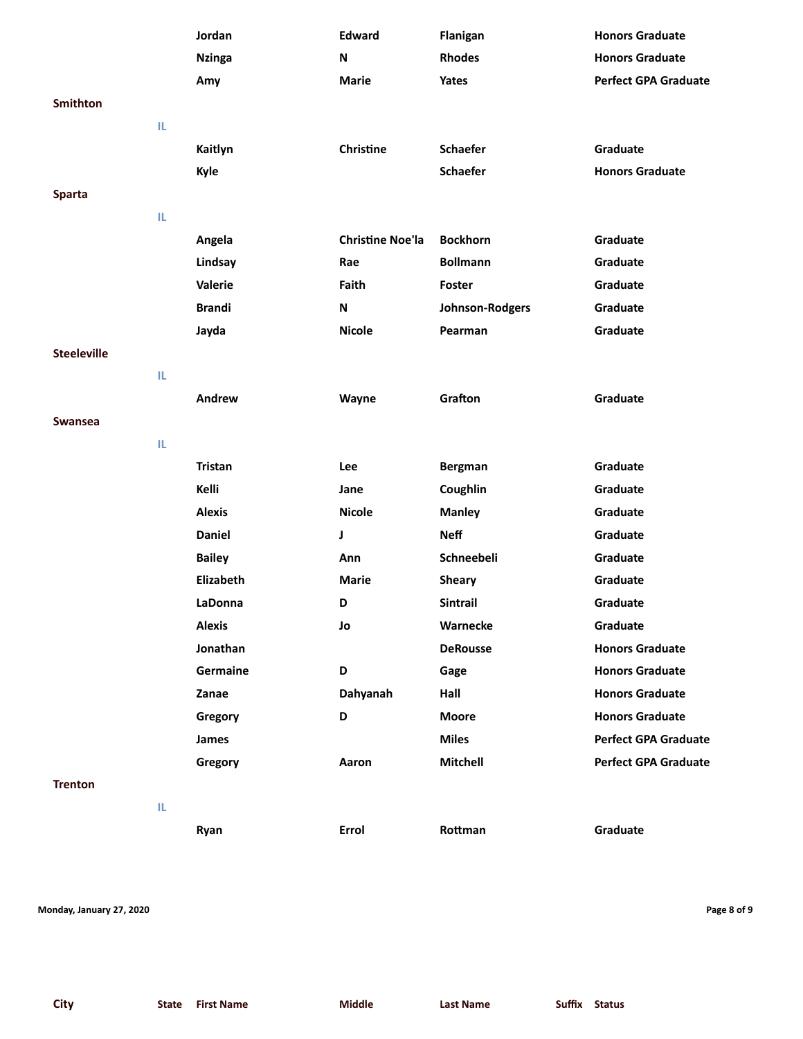| City | State | First Name | Middle | Last Name | Suffix | Status |
|---|---|---|---|---|---|---|
| | | Jordan | Edward | Flanigan | | Honors Graduate |
| | | Nzinga | N | Rhodes | | Honors Graduate |
| | | Amy | Marie | Yates | | Perfect GPA Graduate |
| Smithton | | | | | | |
| | IL | | | | | |
| | | Kaitlyn | Christine | Schaefer | | Graduate |
| | | Kyle | | Schaefer | | Honors Graduate |
| Sparta | | | | | | |
| | IL | | | | | |
| | | Angela | Christine Noe'la | Bockhorn | | Graduate |
| | | Lindsay | Rae | Bollmann | | Graduate |
| | | Valerie | Faith | Foster | | Graduate |
| | | Brandi | N | Johnson-Rodgers | | Graduate |
| | | Jayda | Nicole | Pearman | | Graduate |
| Steeleville | | | | | | |
| | IL | | | | | |
| | | Andrew | Wayne | Grafton | | Graduate |
| Swansea | | | | | | |
| | IL | | | | | |
| | | Tristan | Lee | Bergman | | Graduate |
| | | Kelli | Jane | Coughlin | | Graduate |
| | | Alexis | Nicole | Manley | | Graduate |
| | | Daniel | J | Neff | | Graduate |
| | | Bailey | Ann | Schneebeli | | Graduate |
| | | Elizabeth | Marie | Sheary | | Graduate |
| | | LaDonna | D | Sintrail | | Graduate |
| | | Alexis | Jo | Warnecke | | Graduate |
| | | Jonathan | | DeRousse | | Honors Graduate |
| | | Germaine | D | Gage | | Honors Graduate |
| | | Zanae | Dahyanah | Hall | | Honors Graduate |
| | | Gregory | D | Moore | | Honors Graduate |
| | | James | | Miles | | Perfect GPA Graduate |
| | | Gregory | Aaron | Mitchell | | Perfect GPA Graduate |
| Trenton | | | | | | |
| | IL | | | | | |
| | | Ryan | Errol | Rottman | | Graduate |

Monday, January 27, 2020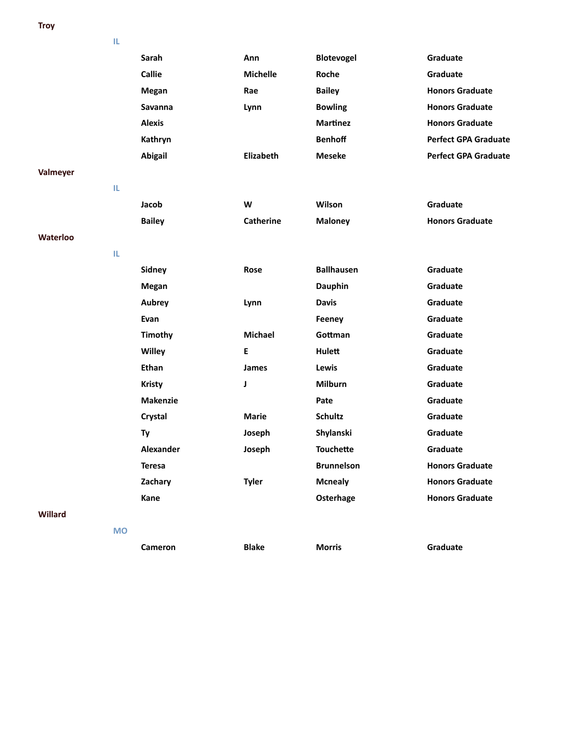**Troy**

**IL**

| | | | |
|---|---|---|---|
| Sarah | Ann | Blotevogel | Graduate |
| Callie | Michelle | Roche | Graduate |
| Megan | Rae | Bailey | Honors Graduate |
| Savanna | Lynn | Bowling | Honors Graduate |
| Alexis | | Martinez | Honors Graduate |
| Kathryn | | Benhoff | Perfect GPA Graduate |
| Abigail | Elizabeth | Meseke | Perfect GPA Graduate |

**Valmeyer**

**IL**

| | | | |
|---|---|---|---|
| Jacob | W | Wilson | Graduate |
| Bailey | Catherine | Maloney | Honors Graduate |

**Waterloo**

**IL**

| | | | |
|---|---|---|---|
| Sidney | Rose | Ballhausen | Graduate |
| Megan | | Dauphin | Graduate |
| Aubrey | Lynn | Davis | Graduate |
| Evan | | Feeney | Graduate |
| Timothy | Michael | Gottman | Graduate |
| Willey | E | Hulett | Graduate |
| Ethan | James | Lewis | Graduate |
| Kristy | J | Milburn | Graduate |
| Makenzie | | Pate | Graduate |
| Crystal | Marie | Schultz | Graduate |
| Ty | Joseph | Shylanski | Graduate |
| Alexander | Joseph | Touchette | Graduate |
| Teresa | | Brunnelson | Honors Graduate |
| Zachary | Tyler | Mcnealy | Honors Graduate |
| Kane | | Osterhage | Honors Graduate |

**Willard**

**MO**

| | | | |
|---|---|---|---|
| Cameron | Blake | Morris | Graduate |